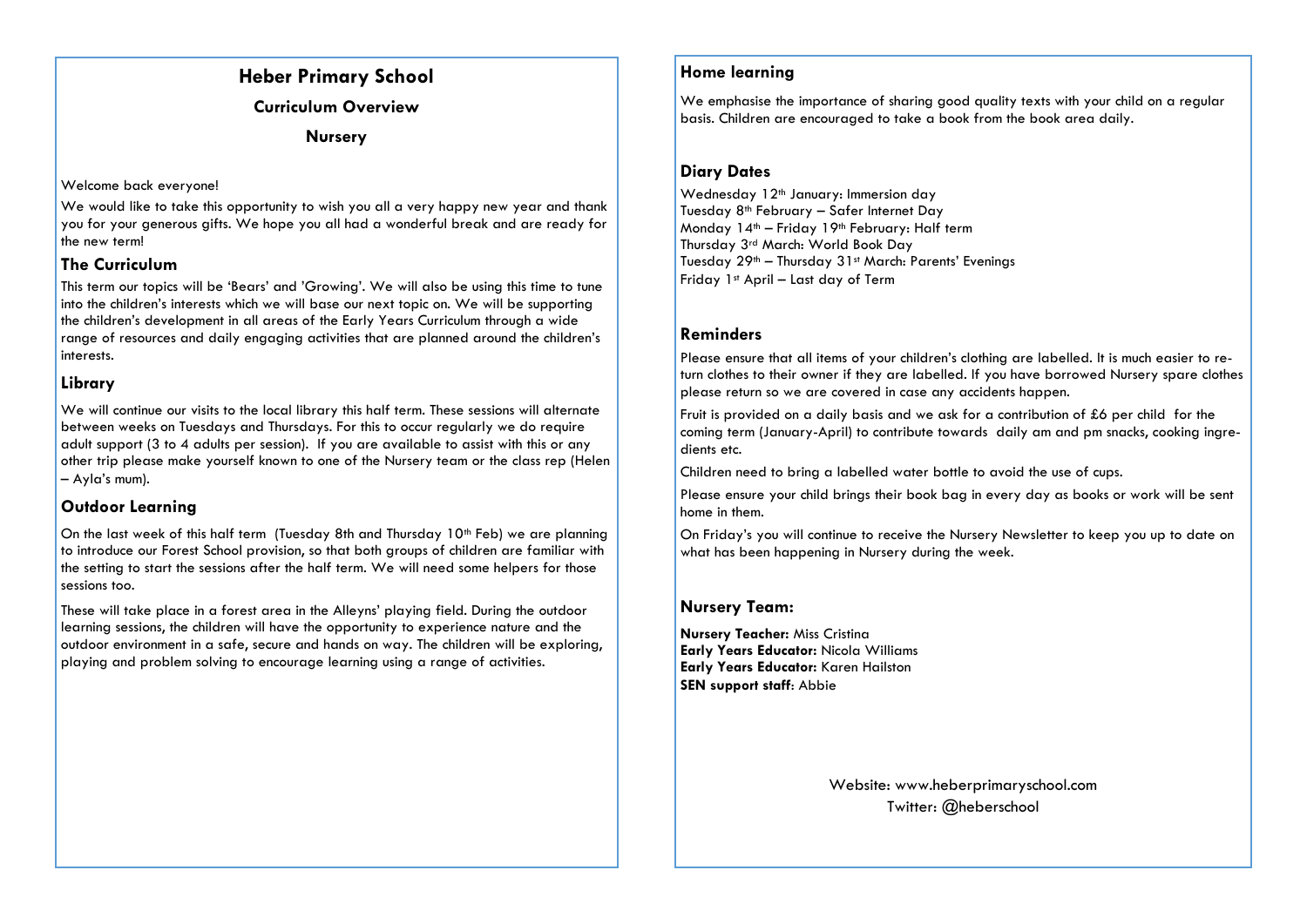# Heber Primary School

## Curriculum Overview

### Nursery

Welcome back everyone!

We would like to take this opportunity to wish you all a very happy new year and thank you for your generous gifts. We hope you all had a wonderful break and are ready for the new term!

## The Curriculum

This term our topics will be 'Bears' and 'Growing'. We will also be using this time to tune into the children's interests which we will base our next topic on. We will be supporting the children's development in all areas of the Early Years Curriculum through a wide range of resources and daily engaging activities that are planned around the children's interests.

## Library

We will continue our visits to the local library this half term. These sessions will alternate between weeks on Tuesdays and Thursdays. For this to occur regularly we do require adult support (3 to 4 adults per session). If you are available to assist with this or any other trip please make yourself known to one of the Nursery team or the class rep (Helen – Ayla's mum).

## Outdoor Learning

On the last week of this half term (Tuesday 8th and Thursday 10th Feb) we are planning to introduce our Forest School provision, so that both groups of children are familiar with the setting to start the sessions after the half term. We will need some helpers for those sessions too.

These will take place in a forest area in the Alleyns' playing field. During the outdoor learning sessions, the children will have the opportunity to experience nature and the outdoor environment in a safe, secure and hands on way. The children will be exploring, playing and problem solving to encourage learning using a range of activities.

## Home learning

We emphasise the importance of sharing good quality texts with your child on a regular basis. Children are encouraged to take a book from the book area daily.

## Diary Dates

Wednesday 12th January: Immersion day
Tuesday 8th February – Safer Internet Day
Monday 14th – Friday 19th February: Half term
Thursday 3rd March: World Book Day
Tuesday 29th – Thursday 31st March: Parents' Evenings
Friday 1st April – Last day of Term

## Reminders

Please ensure that all items of your children's clothing are labelled. It is much easier to return clothes to their owner if they are labelled. If you have borrowed Nursery spare clothes please return so we are covered in case any accidents happen.

Fruit is provided on a daily basis and we ask for a contribution of £6 per child for the coming term (January-April) to contribute towards daily am and pm snacks, cooking ingredients etc.

Children need to bring a labelled water bottle to avoid the use of cups.

Please ensure your child brings their book bag in every day as books or work will be sent home in them.

On Friday's you will continue to receive the Nursery Newsletter to keep you up to date on what has been happening in Nursery during the week.

## Nursery Team:

**Nursery Teacher:** Miss Cristina
**Early Years Educator:** Nicola Williams
**Early Years Educator:** Karen Hailston
**SEN support staff**: Abbie

Website: www.heberprimaryschool.com
Twitter: @heberschool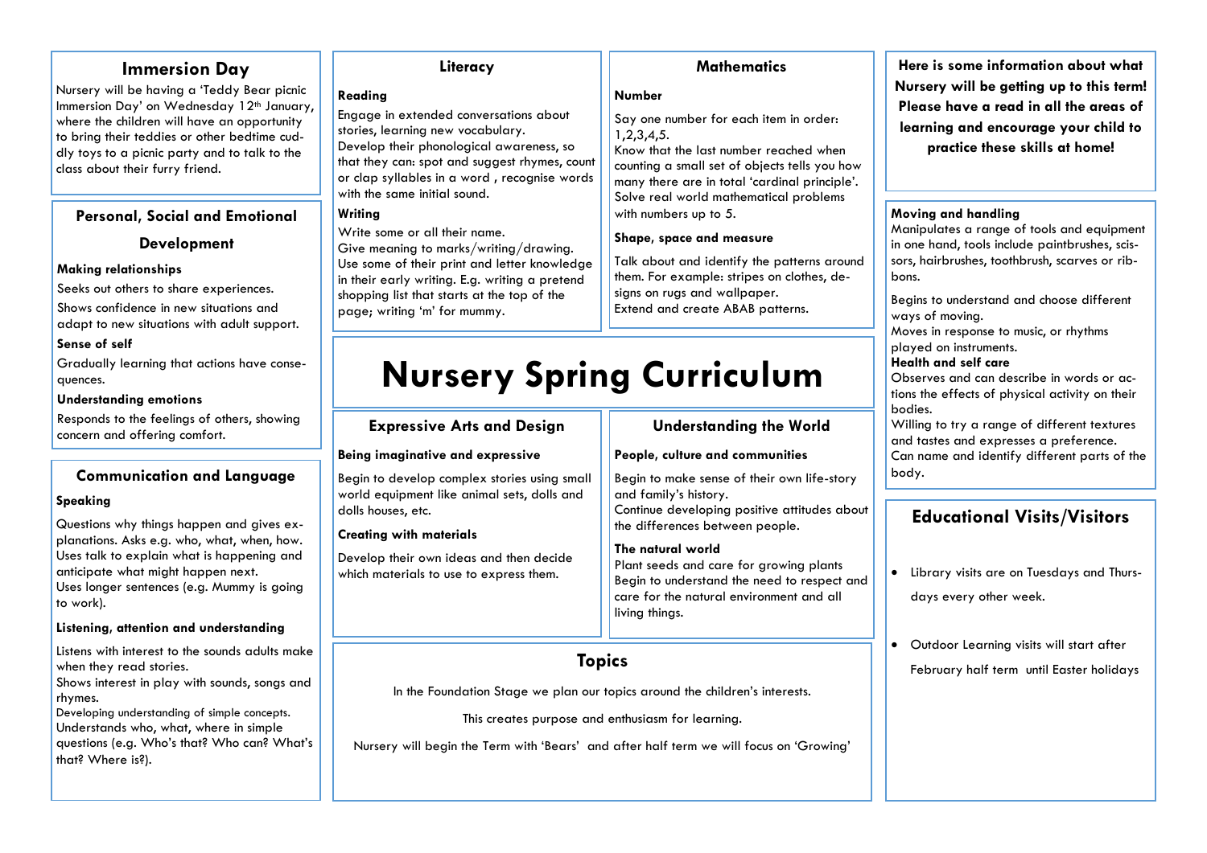# Nursery Spring Curriculum

**Here is some information about what Nursery will be getting up to this term! Please have a read in all the areas of learning and encourage your child to practice these skills at home!**

## Immersion Day

Nursery will be having a 'Teddy Bear picnic Immersion Day' on Wednesday 12th January, where the children will have an opportunity to bring their teddies or other bedtime cuddly toys to a picnic party and to talk to the class about their furry friend.

## Personal, Social and Emotional Development

**Making relationships**

Seeks out others to share experiences.

Shows confidence in new situations and adapt to new situations with adult support.

**Sense of self**

Gradually learning that actions have consequences.

**Understanding emotions**

Responds to the feelings of others, showing concern and offering comfort.

## Communication and Language

**Speaking**

Questions why things happen and gives explanations. Asks e.g. who, what, when, how.
Uses talk to explain what is happening and anticipate what might happen next.
Uses longer sentences (e.g. Mummy is going to work).

**Listening, attention and understanding**

Listens with interest to the sounds adults make when they read stories.
Shows interest in play with sounds, songs and rhymes.
Developing understanding of simple concepts.
Understands who, what, where in simple questions (e.g. Who's that? Who can? What's that? Where is?).

## Literacy

**Reading**

Engage in extended conversations about stories, learning new vocabulary.
Develop their phonological awareness, so that they can: spot and suggest rhymes, count or clap syllables in a word , recognise words with the same initial sound.

**Writing**

Write some or all their name.
Give meaning to marks/writing/drawing.
Use some of their print and letter knowledge in their early writing. E.g. writing a pretend shopping list that starts at the top of the page; writing 'm' for mummy.

## Mathematics

**Number**

Say one number for each item in order: 1,2,3,4,5.
Know that the last number reached when counting a small set of objects tells you how many there are in total 'cardinal principle'.
Solve real world mathematical problems with numbers up to 5.

**Shape, space and measure**

Talk about and identify the patterns around them. For example: stripes on clothes, designs on rugs and wallpaper.
Extend and create ABAB patterns.

## Expressive Arts and Design

**Being imaginative and expressive**

Begin to develop complex stories using small world equipment like animal sets, dolls and dolls houses, etc.

**Creating with materials**

Develop their own ideas and then decide which materials to use to express them.

## Understanding the World

**People, culture and communities**

Begin to make sense of their own life-story and family's history.
Continue developing positive attitudes about the differences between people.

**The natural world**

Plant seeds and care for growing plants
Begin to understand the need to respect and care for the natural environment and all living things.

## Topics

In the Foundation Stage we plan our topics around the children's interests.

This creates purpose and enthusiasm for learning.

Nursery will begin the Term with 'Bears' and after half term we will focus on 'Growing'

## Physical Development

**Moving and handling**

Manipulates a range of tools and equipment in one hand, tools include paintbrushes, scissors, hairbrushes, toothbrush, scarves or ribbons.

Begins to understand and choose different ways of moving.
Moves in response to music, or rhythms played on instruments.

**Health and self care**

Observes and can describe in words or actions the effects of physical activity on their bodies.
Willing to try a range of different textures and tastes and expresses a preference.
Can name and identify different parts of the body.

## Educational Visits/Visitors

- Library visits are on Tuesdays and Thursdays every other week.
- Outdoor Learning visits will start after February half term until Easter holidays